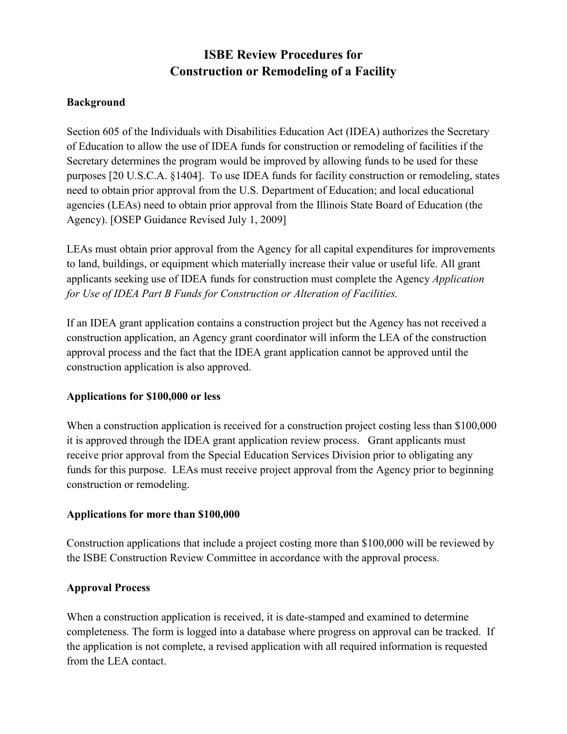# ISBE Review Procedures for Construction or Remodeling of a Facility

## Background

Section 605 of the Individuals with Disabilities Education Act (IDEA) authorizes the Secretary of Education to allow the use of IDEA funds for construction or remodeling of facilities if the Secretary determines the program would be improved by allowing funds to be used for these purposes [20 U.S.C.A. §1404]. To use IDEA funds for facility construction or remodeling, states need to obtain prior approval from the U.S. Department of Education; and local educational agencies (LEAs) need to obtain prior approval from the Illinois State Board of Education (the Agency). [OSEP Guidance Revised July 1, 2009]

LEAs must obtain prior approval from the Agency for all capital expenditures for improvements to land, buildings, or equipment which materially increase their value or useful life. All grant applicants seeking use of IDEA funds for construction must complete the Agency *Application for Use of IDEA Part B Funds for Construction or Alteration of Facilities.*

If an IDEA grant application contains a construction project but the Agency has not received a construction application, an Agency grant coordinator will inform the LEA of the construction approval process and the fact that the IDEA grant application cannot be approved until the construction application is also approved.

## Applications for $100,000 or less

When a construction application is received for a construction project costing less than $100,000 it is approved through the IDEA grant application review process. Grant applicants must receive prior approval from the Special Education Services Division prior to obligating any funds for this purpose. LEAs must receive project approval from the Agency prior to beginning construction or remodeling.

## Applications for more than $100,000

Construction applications that include a project costing more than $100,000 will be reviewed by the ISBE Construction Review Committee in accordance with the approval process.

## Approval Process

When a construction application is received, it is date-stamped and examined to determine completeness. The form is logged into a database where progress on approval can be tracked. If the application is not complete, a revised application with all required information is requested from the LEA contact.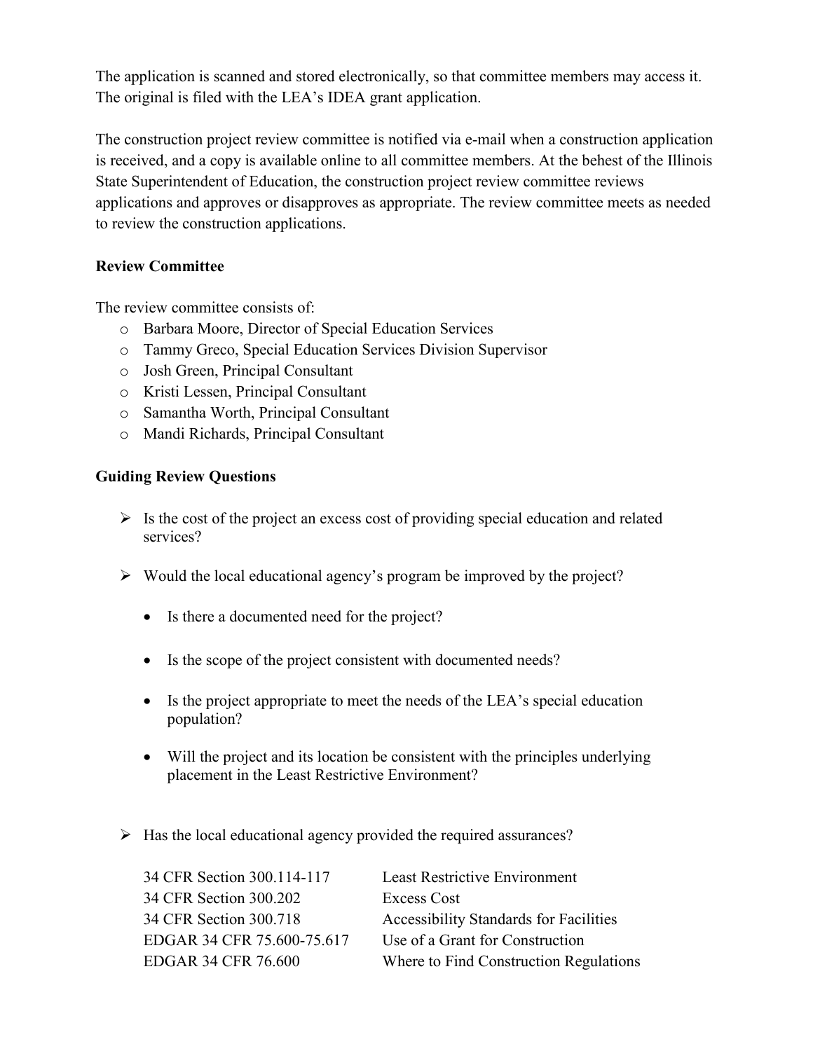The application is scanned and stored electronically, so that committee members may access it. The original is filed with the LEA's IDEA grant application.

The construction project review committee is notified via e-mail when a construction application is received, and a copy is available online to all committee members. At the behest of the Illinois State Superintendent of Education, the construction project review committee reviews applications and approves or disapproves as appropriate. The review committee meets as needed to review the construction applications.

**Review Committee**

The review committee consists of:

- Barbara Moore, Director of Special Education Services
- Tammy Greco, Special Education Services Division Supervisor
- Josh Green, Principal Consultant
- Kristi Lessen, Principal Consultant
- Samantha Worth, Principal Consultant
- Mandi Richards, Principal Consultant

**Guiding Review Questions**

- Is the cost of the project an excess cost of providing special education and related services?
- Would the local educational agency's program be improved by the project?
  - Is there a documented need for the project?
  - Is the scope of the project consistent with documented needs?
  - Is the project appropriate to meet the needs of the LEA's special education population?
  - Will the project and its location be consistent with the principles underlying placement in the Least Restrictive Environment?
- Has the local educational agency provided the required assurances?

| | |
|---|---|
| 34 CFR Section 300.114-117 | Least Restrictive Environment |
| 34 CFR Section 300.202 | Excess Cost |
| 34 CFR Section 300.718 | Accessibility Standards for Facilities |
| EDGAR 34 CFR 75.600-75.617 | Use of a Grant for Construction |
| EDGAR 34 CFR 76.600 | Where to Find Construction Regulations |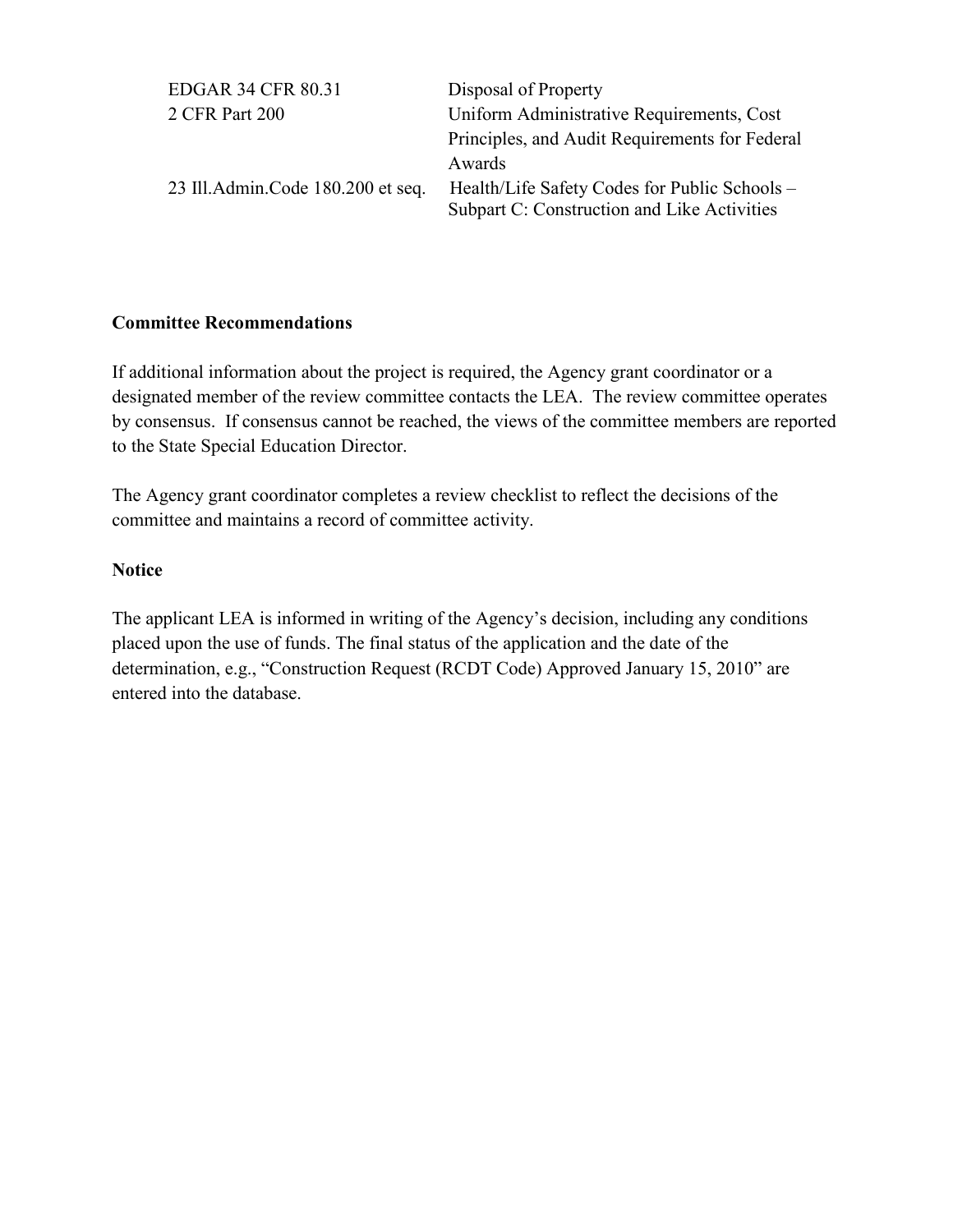| | |
|---|---|
| EDGAR 34 CFR 80.31 | Disposal of Property |
| 2 CFR Part 200 | Uniform Administrative Requirements, Cost Principles, and Audit Requirements for Federal Awards |
| 23 Ill.Admin.Code 180.200 et seq. | Health/Life Safety Codes for Public Schools – Subpart C: Construction and Like Activities |

**Committee Recommendations**

If additional information about the project is required, the Agency grant coordinator or a designated member of the review committee contacts the LEA. The review committee operates by consensus. If consensus cannot be reached, the views of the committee members are reported to the State Special Education Director.

The Agency grant coordinator completes a review checklist to reflect the decisions of the committee and maintains a record of committee activity.

**Notice**

The applicant LEA is informed in writing of the Agency's decision, including any conditions placed upon the use of funds. The final status of the application and the date of the determination, e.g., "Construction Request (RCDT Code) Approved January 15, 2010" are entered into the database.